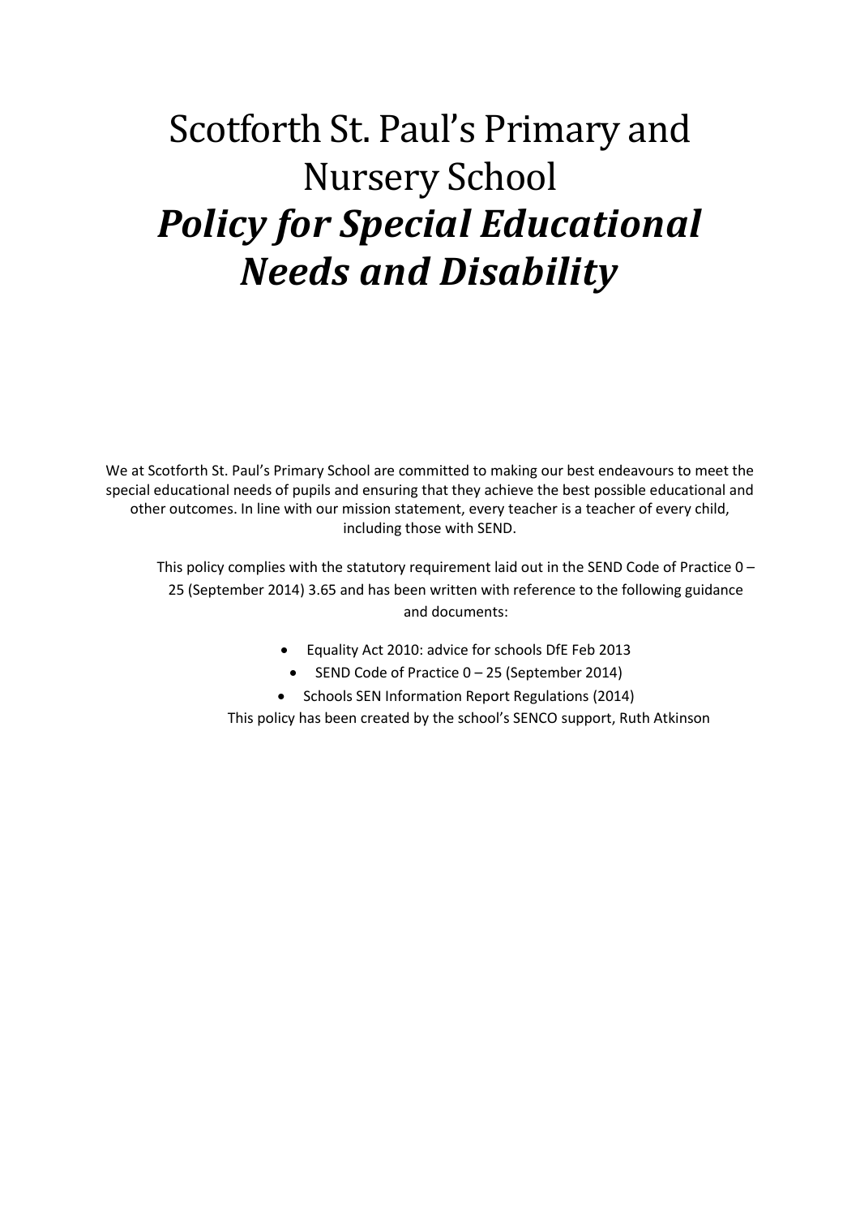# Scotforth St. Paul's Primary and Nursery School

# ***Policy for Special Educational Needs and Disability***

We at Scotforth St. Paul's Primary School are committed to making our best endeavours to meet the special educational needs of pupils and ensuring that they achieve the best possible educational and other outcomes. In line with our mission statement, every teacher is a teacher of every child, including those with SEND.

This policy complies with the statutory requirement laid out in the SEND Code of Practice 0 – 25 (September 2014) 3.65 and has been written with reference to the following guidance and documents:

- Equality Act 2010: advice for schools DfE Feb 2013
- SEND Code of Practice 0 – 25 (September 2014)
- Schools SEN Information Report Regulations (2014)

This policy has been created by the school's SENCO support, Ruth Atkinson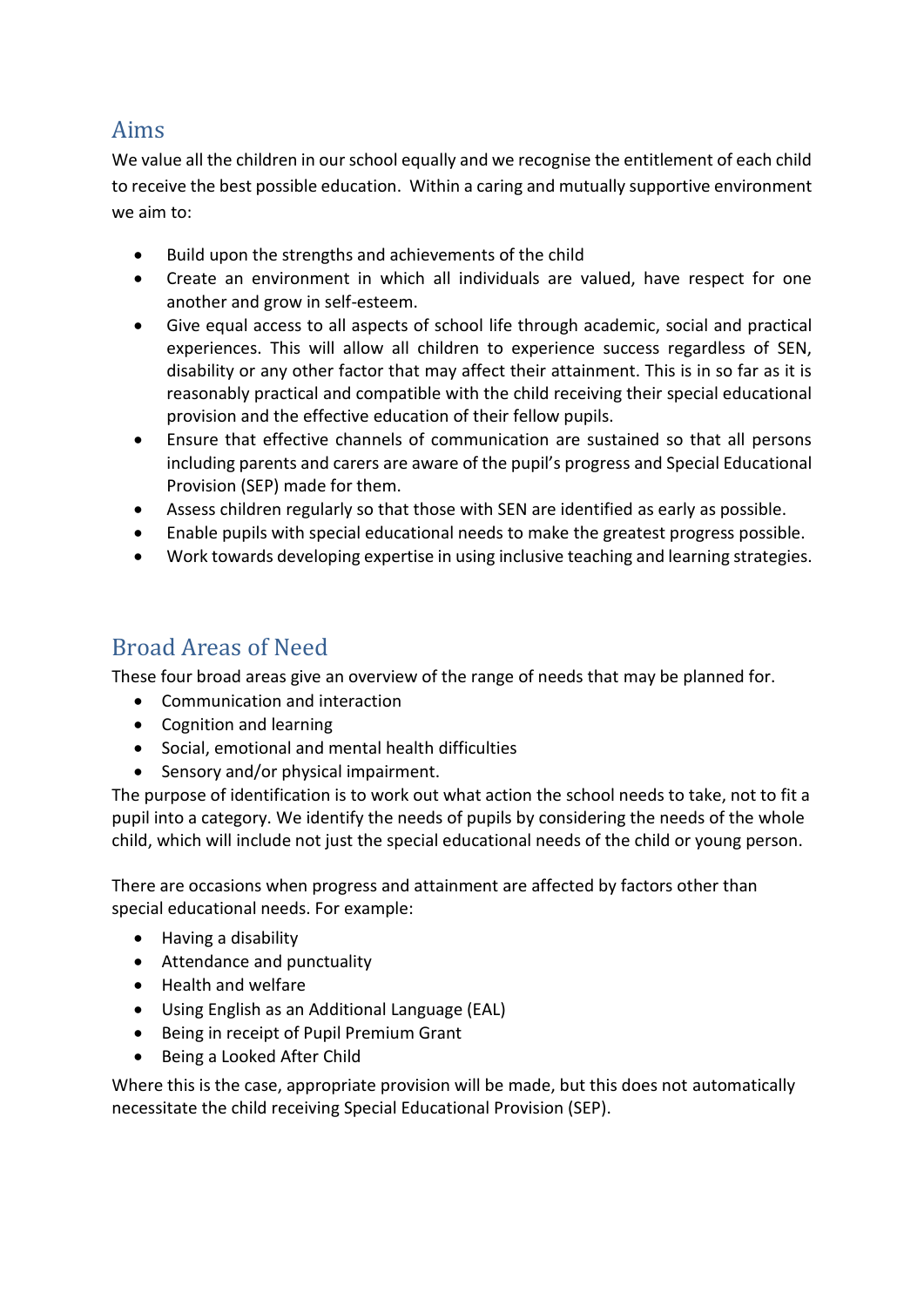## Aims

We value all the children in our school equally and we recognise the entitlement of each child to receive the best possible education. Within a caring and mutually supportive environment we aim to:

- Build upon the strengths and achievements of the child
- Create an environment in which all individuals are valued, have respect for one another and grow in self-esteem.
- Give equal access to all aspects of school life through academic, social and practical experiences. This will allow all children to experience success regardless of SEN, disability or any other factor that may affect their attainment. This is in so far as it is reasonably practical and compatible with the child receiving their special educational provision and the effective education of their fellow pupils.
- Ensure that effective channels of communication are sustained so that all persons including parents and carers are aware of the pupil's progress and Special Educational Provision (SEP) made for them.
- Assess children regularly so that those with SEN are identified as early as possible.
- Enable pupils with special educational needs to make the greatest progress possible.
- Work towards developing expertise in using inclusive teaching and learning strategies.

## Broad Areas of Need

These four broad areas give an overview of the range of needs that may be planned for.

- Communication and interaction
- Cognition and learning
- Social, emotional and mental health difficulties
- Sensory and/or physical impairment.

The purpose of identification is to work out what action the school needs to take, not to fit a pupil into a category. We identify the needs of pupils by considering the needs of the whole child, which will include not just the special educational needs of the child or young person.

There are occasions when progress and attainment are affected by factors other than special educational needs. For example:

- Having a disability
- Attendance and punctuality
- Health and welfare
- Using English as an Additional Language (EAL)
- Being in receipt of Pupil Premium Grant
- Being a Looked After Child

Where this is the case, appropriate provision will be made, but this does not automatically necessitate the child receiving Special Educational Provision (SEP).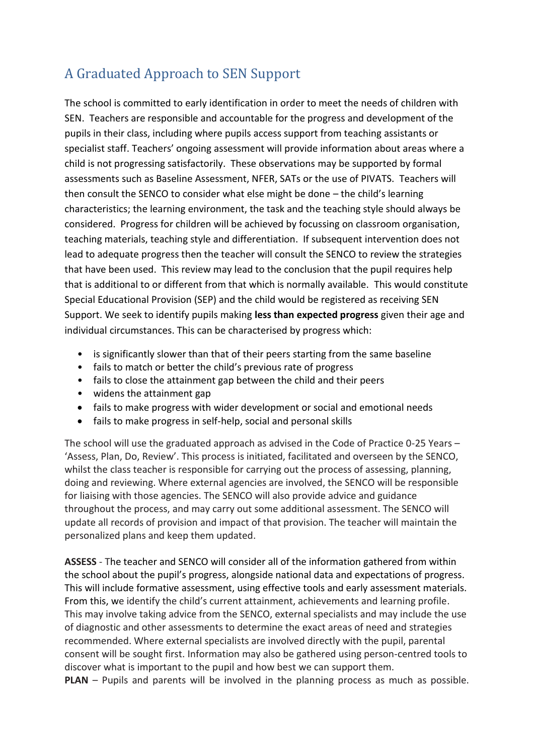## A Graduated Approach to SEN Support

The school is committed to early identification in order to meet the needs of children with SEN. Teachers are responsible and accountable for the progress and development of the pupils in their class, including where pupils access support from teaching assistants or specialist staff. Teachers' ongoing assessment will provide information about areas where a child is not progressing satisfactorily. These observations may be supported by formal assessments such as Baseline Assessment, NFER, SATs or the use of PIVATS. Teachers will then consult the SENCO to consider what else might be done – the child's learning characteristics; the learning environment, the task and the teaching style should always be considered. Progress for children will be achieved by focussing on classroom organisation, teaching materials, teaching style and differentiation. If subsequent intervention does not lead to adequate progress then the teacher will consult the SENCO to review the strategies that have been used. This review may lead to the conclusion that the pupil requires help that is additional to or different from that which is normally available. This would constitute Special Educational Provision (SEP) and the child would be registered as receiving SEN Support. We seek to identify pupils making **less than expected progress** given their age and individual circumstances. This can be characterised by progress which:

- is significantly slower than that of their peers starting from the same baseline
- fails to match or better the child's previous rate of progress
- fails to close the attainment gap between the child and their peers
- widens the attainment gap
- fails to make progress with wider development or social and emotional needs
- fails to make progress in self-help, social and personal skills

The school will use the graduated approach as advised in the Code of Practice 0-25 Years – 'Assess, Plan, Do, Review'. This process is initiated, facilitated and overseen by the SENCO, whilst the class teacher is responsible for carrying out the process of assessing, planning, doing and reviewing. Where external agencies are involved, the SENCO will be responsible for liaising with those agencies. The SENCO will also provide advice and guidance throughout the process, and may carry out some additional assessment. The SENCO will update all records of provision and impact of that provision. The teacher will maintain the personalized plans and keep them updated.

**ASSESS** - The teacher and SENCO will consider all of the information gathered from within the school about the pupil's progress, alongside national data and expectations of progress. This will include formative assessment, using effective tools and early assessment materials. From this, we identify the child's current attainment, achievements and learning profile. This may involve taking advice from the SENCO, external specialists and may include the use of diagnostic and other assessments to determine the exact areas of need and strategies recommended. Where external specialists are involved directly with the pupil, parental consent will be sought first. Information may also be gathered using person-centred tools to discover what is important to the pupil and how best we can support them.

**PLAN** – Pupils and parents will be involved in the planning process as much as possible.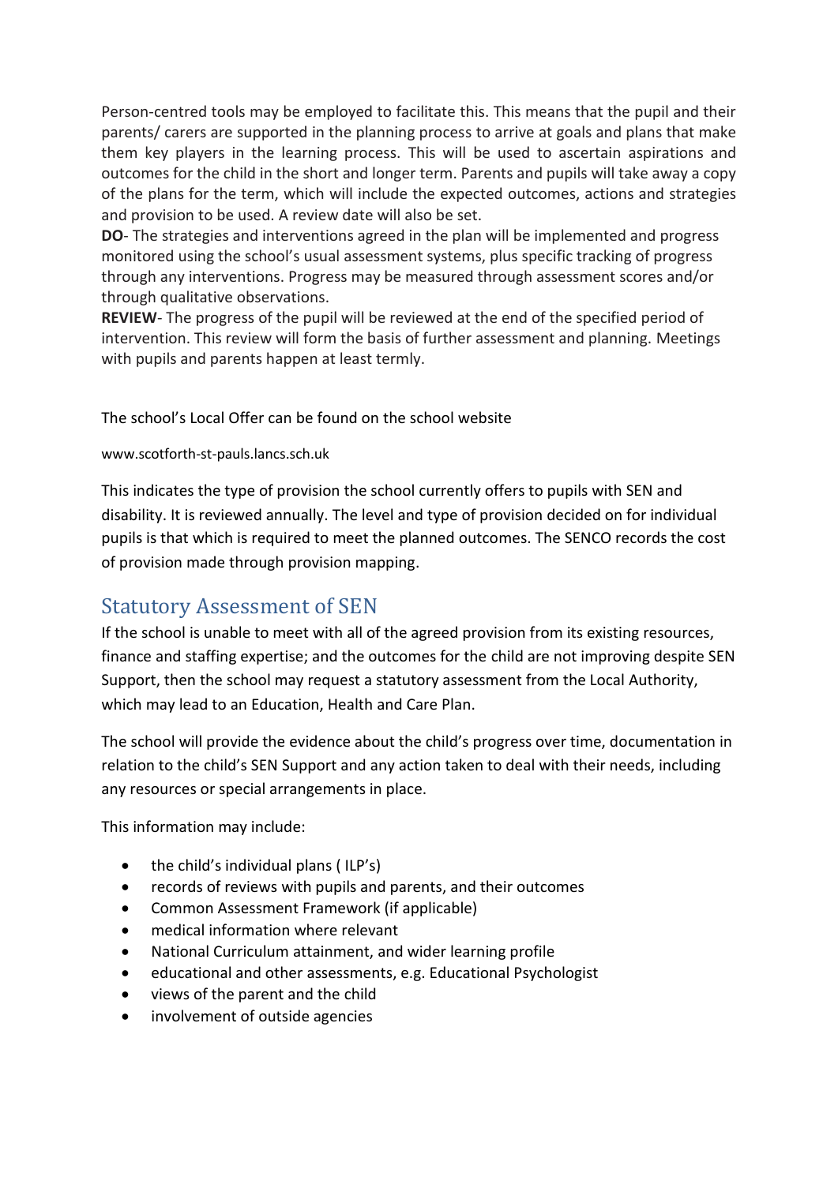Person-centred tools may be employed to facilitate this. This means that the pupil and their parents/ carers are supported in the planning process to arrive at goals and plans that make them key players in the learning process. This will be used to ascertain aspirations and outcomes for the child in the short and longer term. Parents and pupils will take away a copy of the plans for the term, which will include the expected outcomes, actions and strategies and provision to be used. A review date will also be set.

**DO**- The strategies and interventions agreed in the plan will be implemented and progress monitored using the school's usual assessment systems, plus specific tracking of progress through any interventions. Progress may be measured through assessment scores and/or through qualitative observations.

**REVIEW**- The progress of the pupil will be reviewed at the end of the specified period of intervention. This review will form the basis of further assessment and planning. Meetings with pupils and parents happen at least termly.

The school's Local Offer can be found on the school website

www.scotforth-st-pauls.lancs.sch.uk

This indicates the type of provision the school currently offers to pupils with SEN and disability. It is reviewed annually. The level and type of provision decided on for individual pupils is that which is required to meet the planned outcomes. The SENCO records the cost of provision made through provision mapping.

## Statutory Assessment of SEN

If the school is unable to meet with all of the agreed provision from its existing resources, finance and staffing expertise; and the outcomes for the child are not improving despite SEN Support, then the school may request a statutory assessment from the Local Authority, which may lead to an Education, Health and Care Plan.

The school will provide the evidence about the child's progress over time, documentation in relation to the child's SEN Support and any action taken to deal with their needs, including any resources or special arrangements in place.

This information may include:

- the child's individual plans ( ILP's)
- records of reviews with pupils and parents, and their outcomes
- Common Assessment Framework (if applicable)
- medical information where relevant
- National Curriculum attainment, and wider learning profile
- educational and other assessments, e.g. Educational Psychologist
- views of the parent and the child
- involvement of outside agencies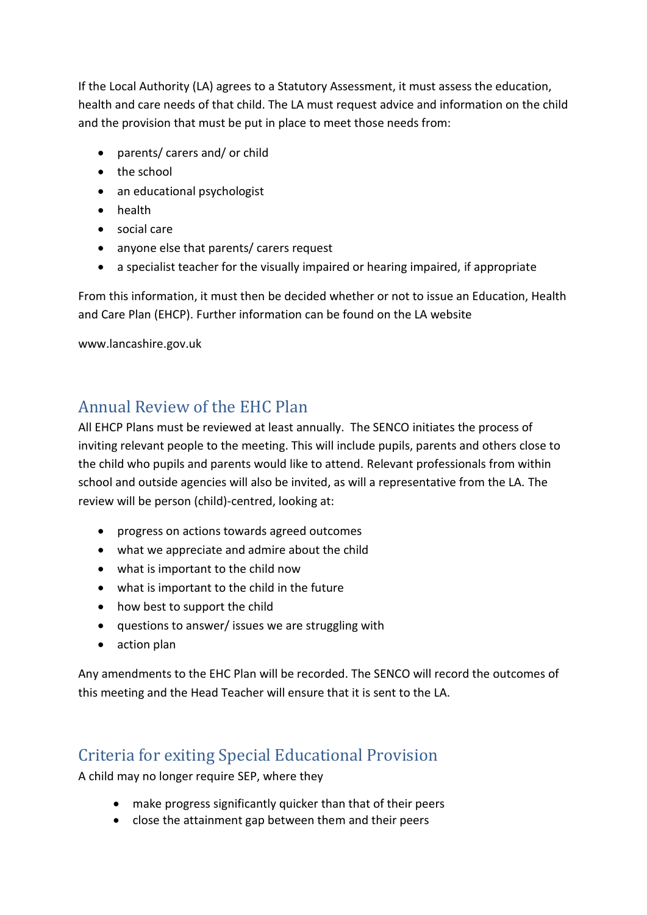If the Local Authority (LA) agrees to a Statutory Assessment, it must assess the education, health and care needs of that child. The LA must request advice and information on the child and the provision that must be put in place to meet those needs from:

- parents/ carers and/ or child
- the school
- an educational psychologist
- health
- social care
- anyone else that parents/ carers request
- a specialist teacher for the visually impaired or hearing impaired, if appropriate

From this information, it must then be decided whether or not to issue an Education, Health and Care Plan (EHCP). Further information can be found on the LA website

www.lancashire.gov.uk

## Annual Review of the EHC Plan

All EHCP Plans must be reviewed at least annually. The SENCO initiates the process of inviting relevant people to the meeting. This will include pupils, parents and others close to the child who pupils and parents would like to attend. Relevant professionals from within school and outside agencies will also be invited, as will a representative from the LA. The review will be person (child)-centred, looking at:

- progress on actions towards agreed outcomes
- what we appreciate and admire about the child
- what is important to the child now
- what is important to the child in the future
- how best to support the child
- questions to answer/ issues we are struggling with
- action plan

Any amendments to the EHC Plan will be recorded. The SENCO will record the outcomes of this meeting and the Head Teacher will ensure that it is sent to the LA.

## Criteria for exiting Special Educational Provision

A child may no longer require SEP, where they

- make progress significantly quicker than that of their peers
- close the attainment gap between them and their peers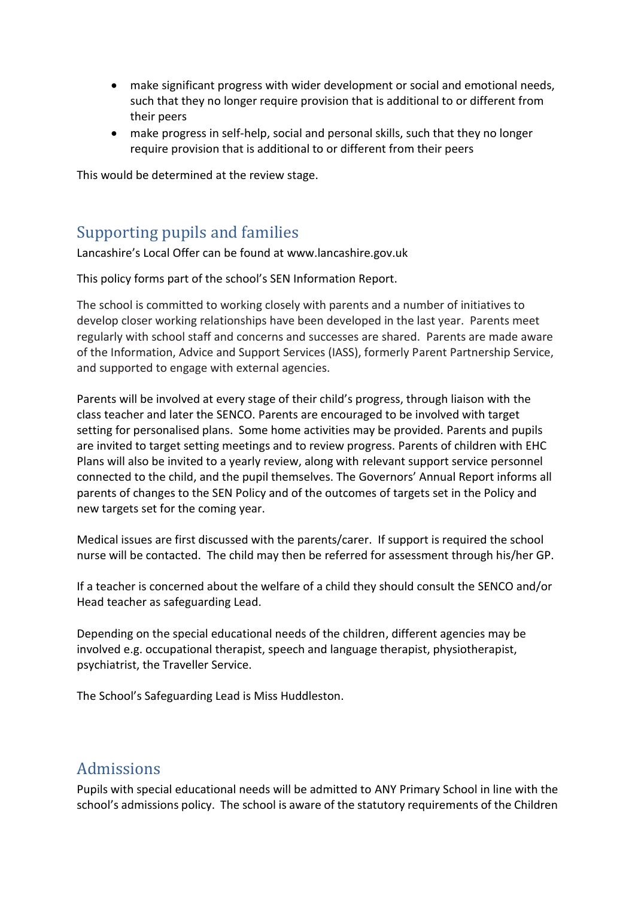- make significant progress with wider development or social and emotional needs, such that they no longer require provision that is additional to or different from their peers
- make progress in self-help, social and personal skills, such that they no longer require provision that is additional to or different from their peers

This would be determined at the review stage.

## Supporting pupils and families

Lancashire's Local Offer can be found at www.lancashire.gov.uk

This policy forms part of the school's SEN Information Report.

The school is committed to working closely with parents and a number of initiatives to develop closer working relationships have been developed in the last year. Parents meet regularly with school staff and concerns and successes are shared. Parents are made aware of the Information, Advice and Support Services (IASS), formerly Parent Partnership Service, and supported to engage with external agencies.

Parents will be involved at every stage of their child's progress, through liaison with the class teacher and later the SENCO. Parents are encouraged to be involved with target setting for personalised plans. Some home activities may be provided. Parents and pupils are invited to target setting meetings and to review progress. Parents of children with EHC Plans will also be invited to a yearly review, along with relevant support service personnel connected to the child, and the pupil themselves. The Governors' Annual Report informs all parents of changes to the SEN Policy and of the outcomes of targets set in the Policy and new targets set for the coming year.

Medical issues are first discussed with the parents/carer. If support is required the school nurse will be contacted. The child may then be referred for assessment through his/her GP.

If a teacher is concerned about the welfare of a child they should consult the SENCO and/or Head teacher as safeguarding Lead.

Depending on the special educational needs of the children, different agencies may be involved e.g. occupational therapist, speech and language therapist, physiotherapist, psychiatrist, the Traveller Service.

The School's Safeguarding Lead is Miss Huddleston.

## Admissions

Pupils with special educational needs will be admitted to ANY Primary School in line with the school's admissions policy. The school is aware of the statutory requirements of the Children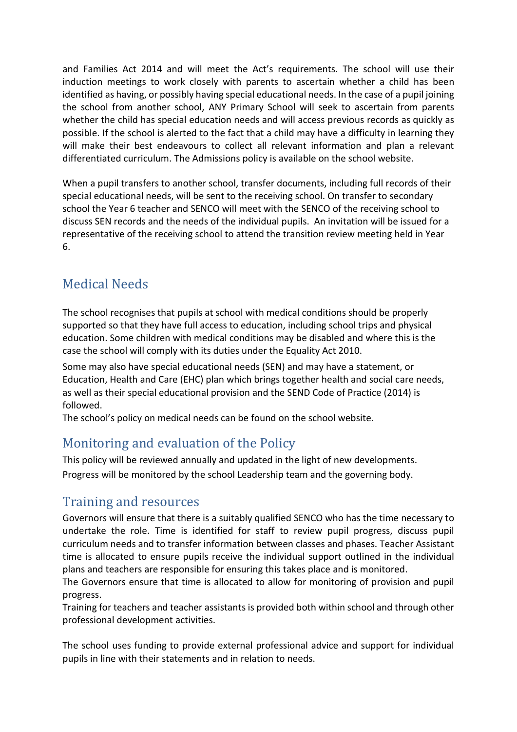and Families Act 2014 and will meet the Act's requirements. The school will use their induction meetings to work closely with parents to ascertain whether a child has been identified as having, or possibly having special educational needs. In the case of a pupil joining the school from another school, ANY Primary School will seek to ascertain from parents whether the child has special education needs and will access previous records as quickly as possible. If the school is alerted to the fact that a child may have a difficulty in learning they will make their best endeavours to collect all relevant information and plan a relevant differentiated curriculum. The Admissions policy is available on the school website.

When a pupil transfers to another school, transfer documents, including full records of their special educational needs, will be sent to the receiving school. On transfer to secondary school the Year 6 teacher and SENCO will meet with the SENCO of the receiving school to discuss SEN records and the needs of the individual pupils. An invitation will be issued for a representative of the receiving school to attend the transition review meeting held in Year 6.

## Medical Needs

The school recognises that pupils at school with medical conditions should be properly supported so that they have full access to education, including school trips and physical education. Some children with medical conditions may be disabled and where this is the case the school will comply with its duties under the Equality Act 2010.

Some may also have special educational needs (SEN) and may have a statement, or Education, Health and Care (EHC) plan which brings together health and social care needs, as well as their special educational provision and the SEND Code of Practice (2014) is followed.

The school's policy on medical needs can be found on the school website.

## Monitoring and evaluation of the Policy

This policy will be reviewed annually and updated in the light of new developments.

Progress will be monitored by the school Leadership team and the governing body.

## Training and resources

Governors will ensure that there is a suitably qualified SENCO who has the time necessary to undertake the role. Time is identified for staff to review pupil progress, discuss pupil curriculum needs and to transfer information between classes and phases. Teacher Assistant time is allocated to ensure pupils receive the individual support outlined in the individual plans and teachers are responsible for ensuring this takes place and is monitored.

The Governors ensure that time is allocated to allow for monitoring of provision and pupil progress.

Training for teachers and teacher assistants is provided both within school and through other professional development activities.

The school uses funding to provide external professional advice and support for individual pupils in line with their statements and in relation to needs.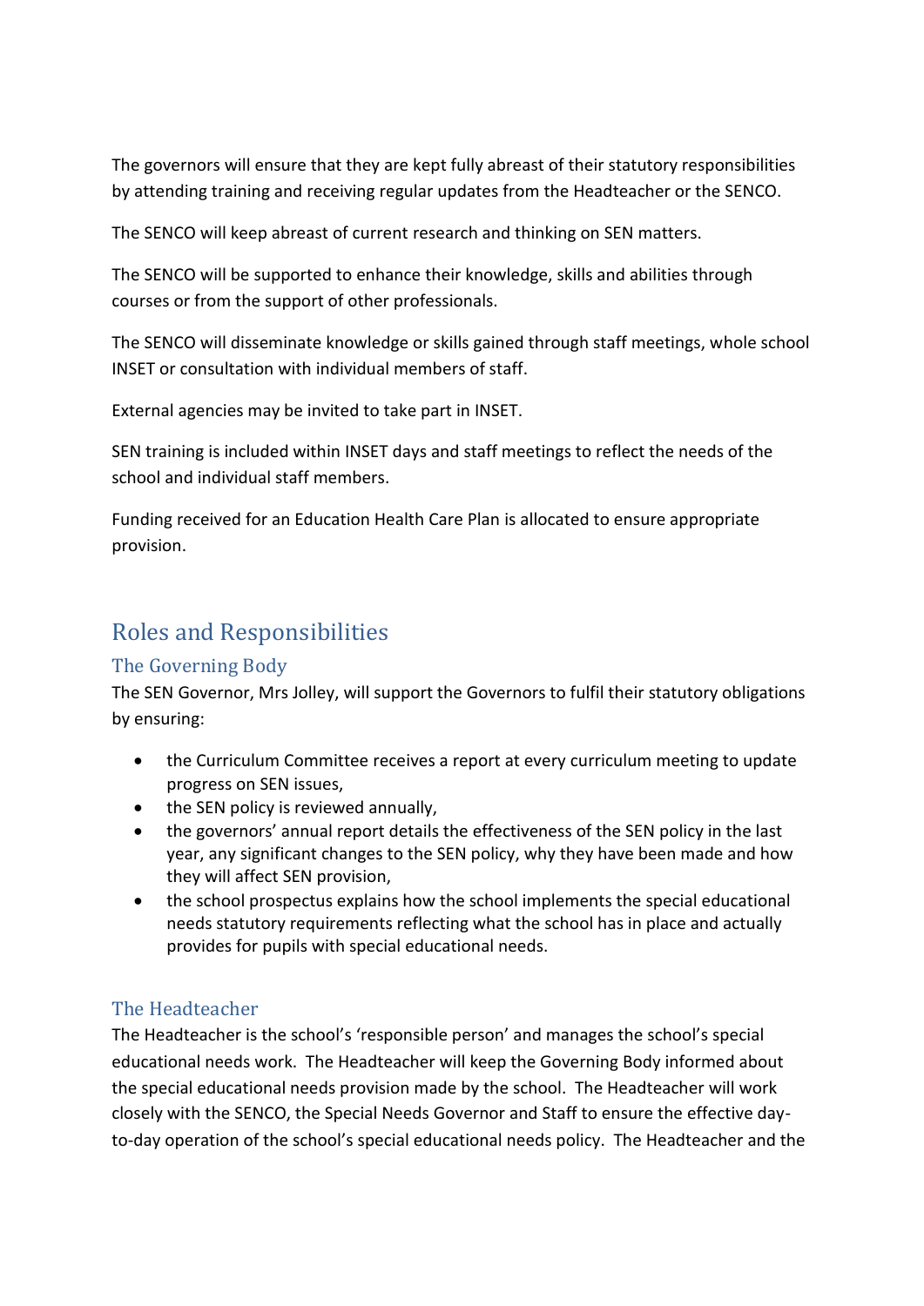The governors will ensure that they are kept fully abreast of their statutory responsibilities by attending training and receiving regular updates from the Headteacher or the SENCO.

The SENCO will keep abreast of current research and thinking on SEN matters.

The SENCO will be supported to enhance their knowledge, skills and abilities through courses or from the support of other professionals.

The SENCO will disseminate knowledge or skills gained through staff meetings, whole school INSET or consultation with individual members of staff.

External agencies may be invited to take part in INSET.

SEN training is included within INSET days and staff meetings to reflect the needs of the school and individual staff members.

Funding received for an Education Health Care Plan is allocated to ensure appropriate provision.

## Roles and Responsibilities

### The Governing Body

The SEN Governor, Mrs Jolley, will support the Governors to fulfil their statutory obligations by ensuring:

- the Curriculum Committee receives a report at every curriculum meeting to update progress on SEN issues,
- the SEN policy is reviewed annually,
- the governors' annual report details the effectiveness of the SEN policy in the last year, any significant changes to the SEN policy, why they have been made and how they will affect SEN provision,
- the school prospectus explains how the school implements the special educational needs statutory requirements reflecting what the school has in place and actually provides for pupils with special educational needs.

### The Headteacher

The Headteacher is the school's 'responsible person' and manages the school's special educational needs work. The Headteacher will keep the Governing Body informed about the special educational needs provision made by the school. The Headteacher will work closely with the SENCO, the Special Needs Governor and Staff to ensure the effective day-to-day operation of the school's special educational needs policy. The Headteacher and the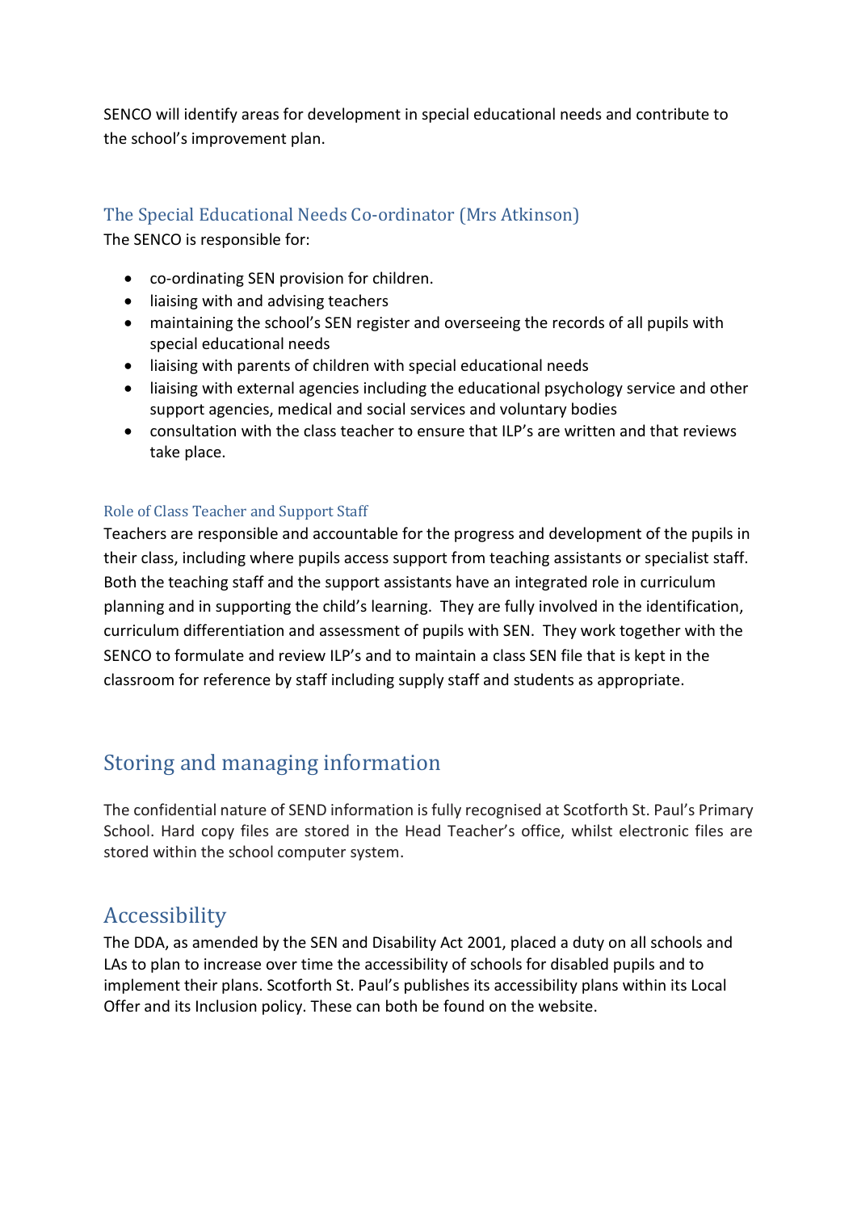SENCO will identify areas for development in special educational needs and contribute to the school's improvement plan.

### The Special Educational Needs Co-ordinator (Mrs Atkinson)

The SENCO is responsible for:

- co-ordinating SEN provision for children.
- liaising with and advising teachers
- maintaining the school's SEN register and overseeing the records of all pupils with special educational needs
- liaising with parents of children with special educational needs
- liaising with external agencies including the educational psychology service and other support agencies, medical and social services and voluntary bodies
- consultation with the class teacher to ensure that ILP's are written and that reviews take place.

#### Role of Class Teacher and Support Staff

Teachers are responsible and accountable for the progress and development of the pupils in their class, including where pupils access support from teaching assistants or specialist staff. Both the teaching staff and the support assistants have an integrated role in curriculum planning and in supporting the child's learning. They are fully involved in the identification, curriculum differentiation and assessment of pupils with SEN. They work together with the SENCO to formulate and review ILP's and to maintain a class SEN file that is kept in the classroom for reference by staff including supply staff and students as appropriate.

## Storing and managing information

The confidential nature of SEND information is fully recognised at Scotforth St. Paul's Primary School. Hard copy files are stored in the Head Teacher's office, whilst electronic files are stored within the school computer system.

## Accessibility

The DDA, as amended by the SEN and Disability Act 2001, placed a duty on all schools and LAs to plan to increase over time the accessibility of schools for disabled pupils and to implement their plans. Scotforth St. Paul's publishes its accessibility plans within its Local Offer and its Inclusion policy. These can both be found on the website.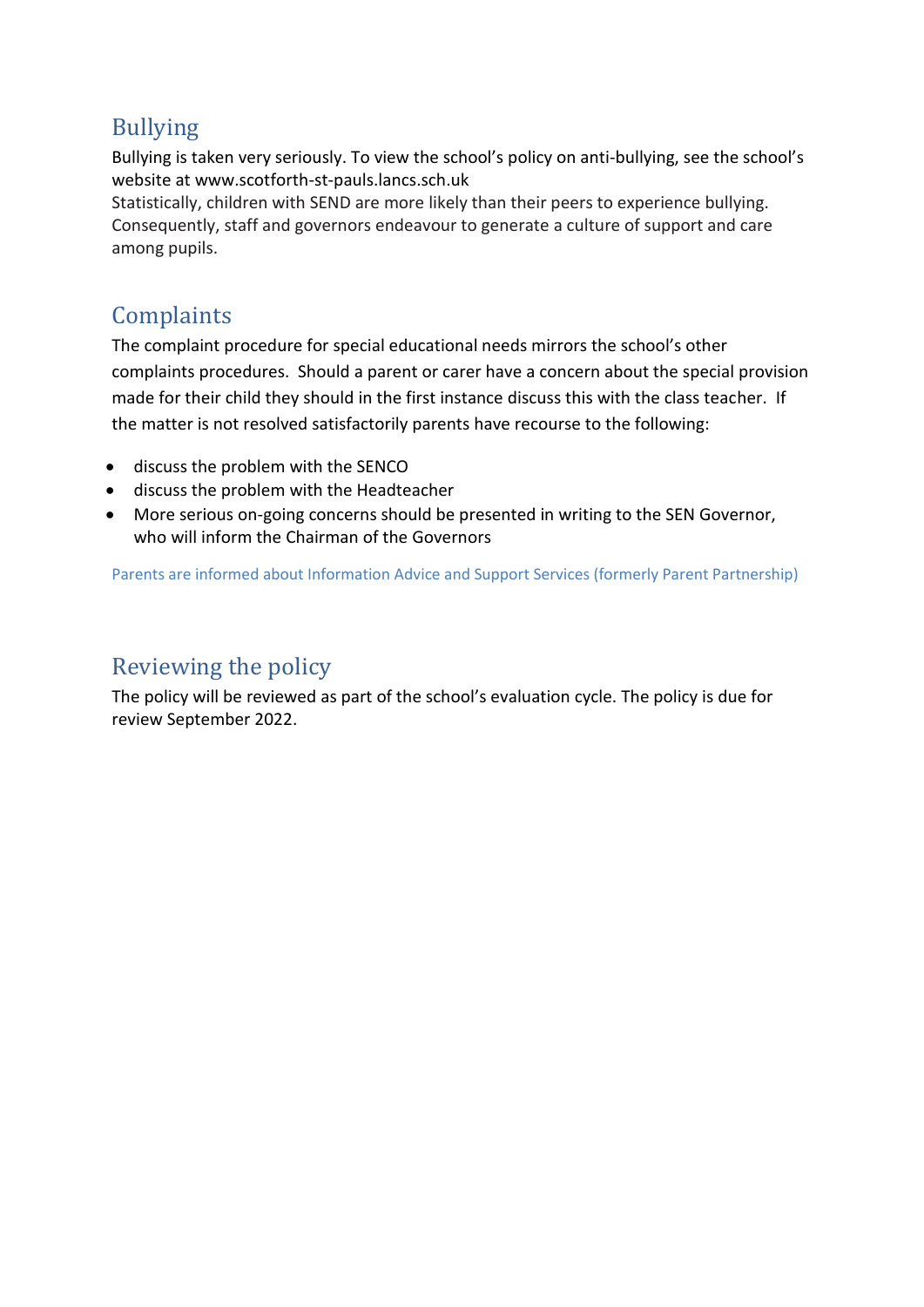## Bullying

Bullying is taken very seriously. To view the school's policy on anti-bullying, see the school's website at www.scotforth-st-pauls.lancs.sch.uk

Statistically, children with SEND are more likely than their peers to experience bullying. Consequently, staff and governors endeavour to generate a culture of support and care among pupils.

## Complaints

The complaint procedure for special educational needs mirrors the school's other complaints procedures. Should a parent or carer have a concern about the special provision made for their child they should in the first instance discuss this with the class teacher. If the matter is not resolved satisfactorily parents have recourse to the following:

- discuss the problem with the SENCO
- discuss the problem with the Headteacher
- More serious on-going concerns should be presented in writing to the SEN Governor, who will inform the Chairman of the Governors

Parents are informed about Information Advice and Support Services (formerly Parent Partnership)

## Reviewing the policy

The policy will be reviewed as part of the school's evaluation cycle. The policy is due for review September 2022.